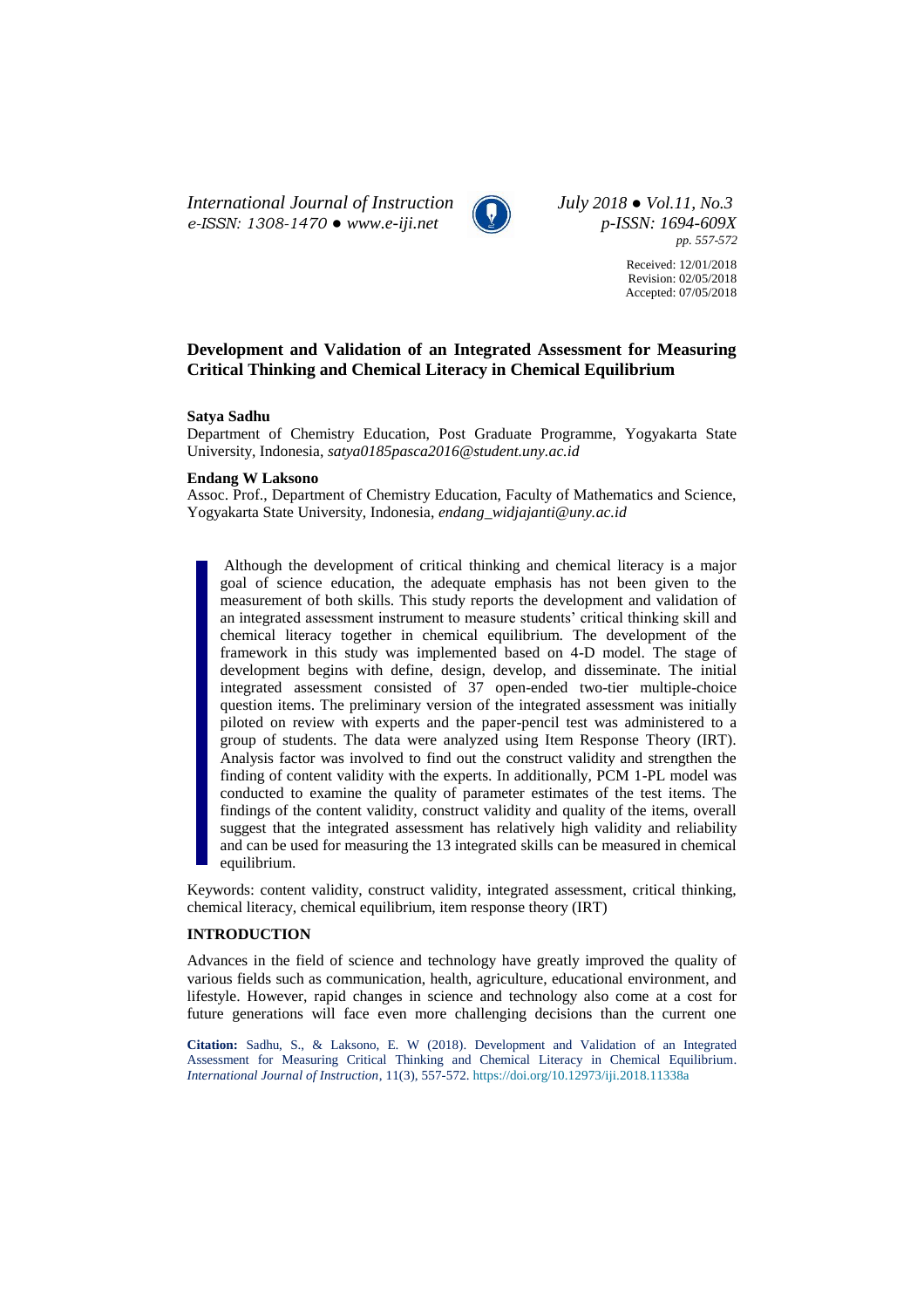*International Journal of Instruction* July 2018 ● *Vol.11, No.3*
*e-ISSN: 1308-1470 ● www.e-iji.net* *p-ISSN: 1694-609X*
*pp. 557-572*

Received: 12/01/2018
Revision: 02/05/2018
Accepted: 07/05/2018

# Development and Validation of an Integrated Assessment for Measuring Critical Thinking and Chemical Literacy in Chemical Equilibrium

**Satya Sadhu**
Department of Chemistry Education, Post Graduate Programme, Yogyakarta State University, Indonesia, *satya0185pasca2016@student.uny.ac.id*

**Endang W Laksono**
Assoc. Prof., Department of Chemistry Education, Faculty of Mathematics and Science, Yogyakarta State University, Indonesia, *endang_widjajanti@uny.ac.id*

Although the development of critical thinking and chemical literacy is a major goal of science education, the adequate emphasis has not been given to the measurement of both skills. This study reports the development and validation of an integrated assessment instrument to measure students' critical thinking skill and chemical literacy together in chemical equilibrium. The development of the framework in this study was implemented based on 4-D model. The stage of development begins with define, design, develop, and disseminate. The initial integrated assessment consisted of 37 open-ended two-tier multiple-choice question items. The preliminary version of the integrated assessment was initially piloted on review with experts and the paper-pencil test was administered to a group of students. The data were analyzed using Item Response Theory (IRT). Analysis factor was involved to find out the construct validity and strengthen the finding of content validity with the experts. In additionally, PCM 1-PL model was conducted to examine the quality of parameter estimates of the test items. The findings of the content validity, construct validity and quality of the items, overall suggest that the integrated assessment has relatively high validity and reliability and can be used for measuring the 13 integrated skills can be measured in chemical equilibrium.

Keywords: content validity, construct validity, integrated assessment, critical thinking, chemical literacy, chemical equilibrium, item response theory (IRT)

## INTRODUCTION

Advances in the field of science and technology have greatly improved the quality of various fields such as communication, health, agriculture, educational environment, and lifestyle. However, rapid changes in science and technology also come at a cost for future generations will face even more challenging decisions than the current one

**Citation:** Sadhu, S., & Laksono, E. W (2018). Development and Validation of an Integrated Assessment for Measuring Critical Thinking and Chemical Literacy in Chemical Equilibrium. *International Journal of Instruction*, 11(3), 557-572. https://doi.org/10.12973/iji.2018.11338a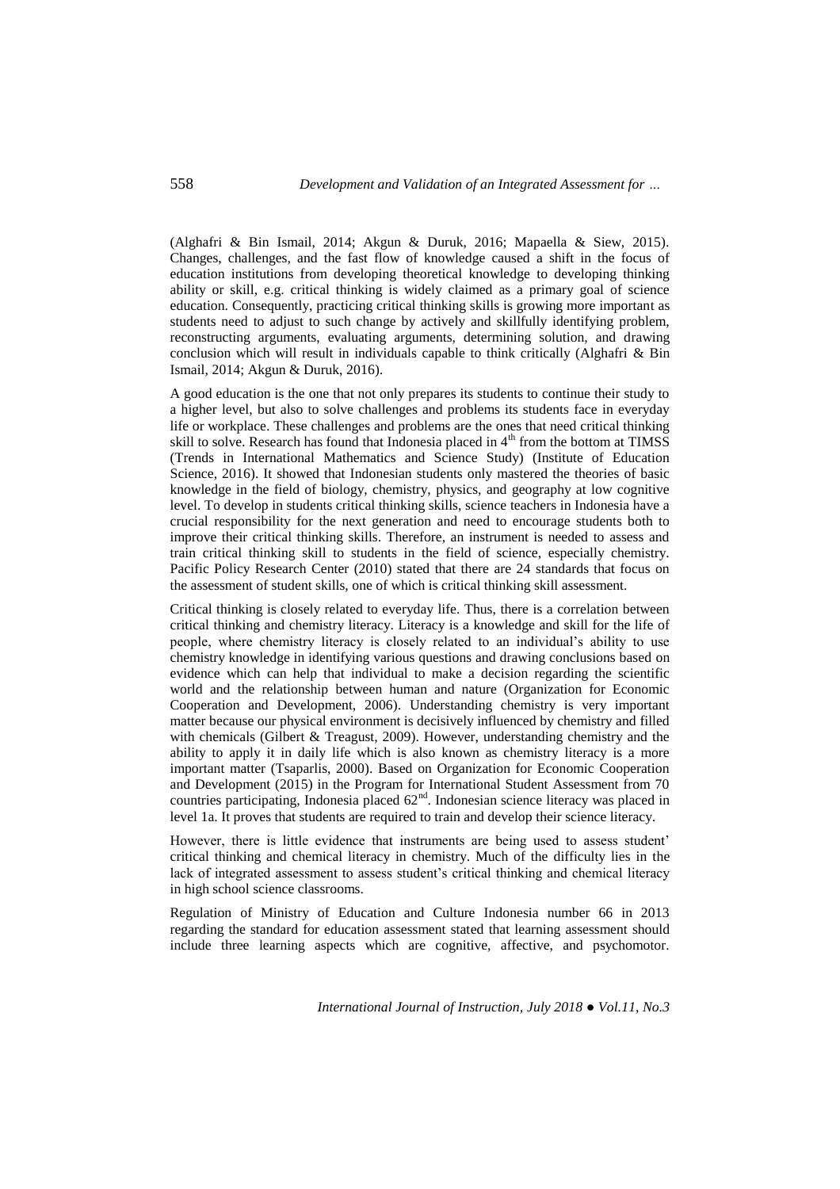(Alghafri & Bin Ismail, 2014; Akgun & Duruk, 2016; Mapaella & Siew, 2015). Changes, challenges, and the fast flow of knowledge caused a shift in the focus of education institutions from developing theoretical knowledge to developing thinking ability or skill, e.g. critical thinking is widely claimed as a primary goal of science education. Consequently, practicing critical thinking skills is growing more important as students need to adjust to such change by actively and skillfully identifying problem, reconstructing arguments, evaluating arguments, determining solution, and drawing conclusion which will result in individuals capable to think critically (Alghafri & Bin Ismail, 2014; Akgun & Duruk, 2016).

A good education is the one that not only prepares its students to continue their study to a higher level, but also to solve challenges and problems its students face in everyday life or workplace. These challenges and problems are the ones that need critical thinking skill to solve. Research has found that Indonesia placed in 4th from the bottom at TIMSS (Trends in International Mathematics and Science Study) (Institute of Education Science, 2016). It showed that Indonesian students only mastered the theories of basic knowledge in the field of biology, chemistry, physics, and geography at low cognitive level. To develop in students critical thinking skills, science teachers in Indonesia have a crucial responsibility for the next generation and need to encourage students both to improve their critical thinking skills. Therefore, an instrument is needed to assess and train critical thinking skill to students in the field of science, especially chemistry. Pacific Policy Research Center (2010) stated that there are 24 standards that focus on the assessment of student skills, one of which is critical thinking skill assessment.

Critical thinking is closely related to everyday life. Thus, there is a correlation between critical thinking and chemistry literacy. Literacy is a knowledge and skill for the life of people, where chemistry literacy is closely related to an individual's ability to use chemistry knowledge in identifying various questions and drawing conclusions based on evidence which can help that individual to make a decision regarding the scientific world and the relationship between human and nature (Organization for Economic Cooperation and Development, 2006). Understanding chemistry is very important matter because our physical environment is decisively influenced by chemistry and filled with chemicals (Gilbert & Treagust, 2009). However, understanding chemistry and the ability to apply it in daily life which is also known as chemistry literacy is a more important matter (Tsaparlis, 2000). Based on Organization for Economic Cooperation and Development (2015) in the Program for International Student Assessment from 70 countries participating, Indonesia placed 62nd. Indonesian science literacy was placed in level 1a. It proves that students are required to train and develop their science literacy.

However, there is little evidence that instruments are being used to assess student' critical thinking and chemical literacy in chemistry. Much of the difficulty lies in the lack of integrated assessment to assess student's critical thinking and chemical literacy in high school science classrooms.

Regulation of Ministry of Education and Culture Indonesia number 66 in 2013 regarding the standard for education assessment stated that learning assessment should include three learning aspects which are cognitive, affective, and psychomotor.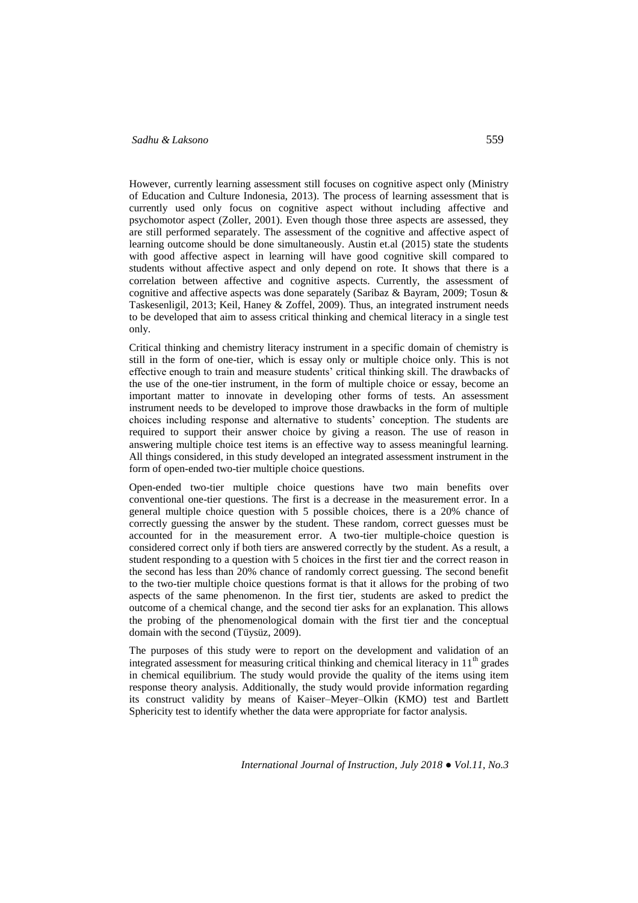However, currently learning assessment still focuses on cognitive aspect only (Ministry of Education and Culture Indonesia, 2013). The process of learning assessment that is currently used only focus on cognitive aspect without including affective and psychomotor aspect (Zoller, 2001). Even though those three aspects are assessed, they are still performed separately. The assessment of the cognitive and affective aspect of learning outcome should be done simultaneously. Austin et.al (2015) state the students with good affective aspect in learning will have good cognitive skill compared to students without affective aspect and only depend on rote. It shows that there is a correlation between affective and cognitive aspects. Currently, the assessment of cognitive and affective aspects was done separately (Saribaz & Bayram, 2009; Tosun & Taskesenligil, 2013; Keil, Haney & Zoffel, 2009). Thus, an integrated instrument needs to be developed that aim to assess critical thinking and chemical literacy in a single test only.

Critical thinking and chemistry literacy instrument in a specific domain of chemistry is still in the form of one-tier, which is essay only or multiple choice only. This is not effective enough to train and measure students' critical thinking skill. The drawbacks of the use of the one-tier instrument, in the form of multiple choice or essay, become an important matter to innovate in developing other forms of tests. An assessment instrument needs to be developed to improve those drawbacks in the form of multiple choices including response and alternative to students' conception. The students are required to support their answer choice by giving a reason. The use of reason in answering multiple choice test items is an effective way to assess meaningful learning. All things considered, in this study developed an integrated assessment instrument in the form of open-ended two-tier multiple choice questions.

Open-ended two-tier multiple choice questions have two main benefits over conventional one-tier questions. The first is a decrease in the measurement error. In a general multiple choice question with 5 possible choices, there is a 20% chance of correctly guessing the answer by the student. These random, correct guesses must be accounted for in the measurement error. A two-tier multiple-choice question is considered correct only if both tiers are answered correctly by the student. As a result, a student responding to a question with 5 choices in the first tier and the correct reason in the second has less than 20% chance of randomly correct guessing. The second benefit to the two-tier multiple choice questions format is that it allows for the probing of two aspects of the same phenomenon. In the first tier, students are asked to predict the outcome of a chemical change, and the second tier asks for an explanation. This allows the probing of the phenomenological domain with the first tier and the conceptual domain with the second (Tüysüz, 2009).

The purposes of this study were to report on the development and validation of an integrated assessment for measuring critical thinking and chemical literacy in $11^{th}$ grades in chemical equilibrium. The study would provide the quality of the items using item response theory analysis. Additionally, the study would provide information regarding its construct validity by means of Kaiser–Meyer–Olkin (KMO) test and Bartlett Sphericity test to identify whether the data were appropriate for factor analysis.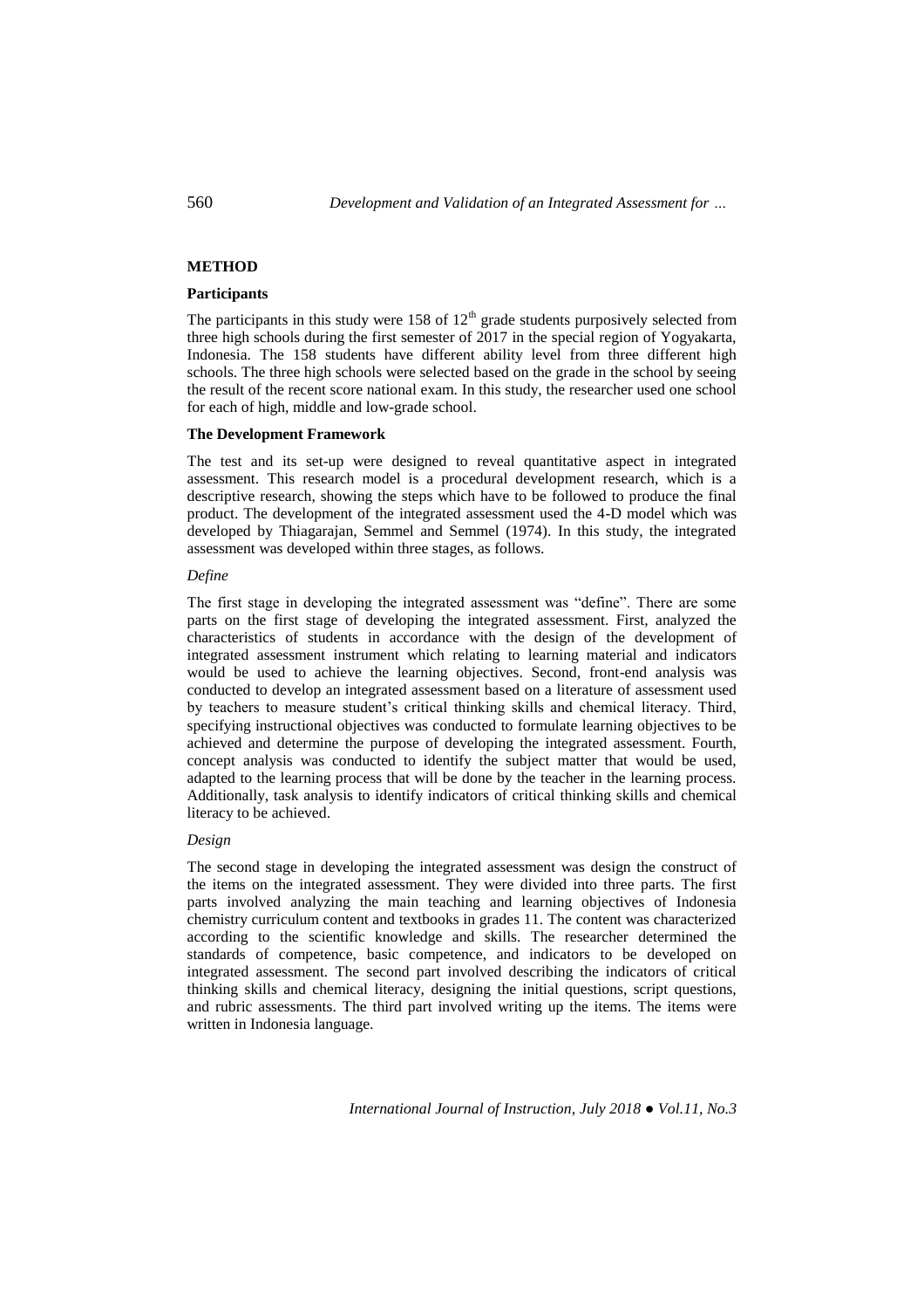## METHOD

### Participants

The participants in this study were 158 of $12^{th}$ grade students purposively selected from three high schools during the first semester of 2017 in the special region of Yogyakarta, Indonesia. The 158 students have different ability level from three different high schools. The three high schools were selected based on the grade in the school by seeing the result of the recent score national exam. In this study, the researcher used one school for each of high, middle and low-grade school.

### The Development Framework

The test and its set-up were designed to reveal quantitative aspect in integrated assessment. This research model is a procedural development research, which is a descriptive research, showing the steps which have to be followed to produce the final product. The development of the integrated assessment used the 4-D model which was developed by Thiagarajan, Semmel and Semmel (1974). In this study, the integrated assessment was developed within three stages, as follows.

*Define*

The first stage in developing the integrated assessment was "define". There are some parts on the first stage of developing the integrated assessment. First, analyzed the characteristics of students in accordance with the design of the development of integrated assessment instrument which relating to learning material and indicators would be used to achieve the learning objectives. Second, front-end analysis was conducted to develop an integrated assessment based on a literature of assessment used by teachers to measure student's critical thinking skills and chemical literacy. Third, specifying instructional objectives was conducted to formulate learning objectives to be achieved and determine the purpose of developing the integrated assessment. Fourth, concept analysis was conducted to identify the subject matter that would be used, adapted to the learning process that will be done by the teacher in the learning process. Additionally, task analysis to identify indicators of critical thinking skills and chemical literacy to be achieved.

*Design*

The second stage in developing the integrated assessment was design the construct of the items on the integrated assessment. They were divided into three parts. The first parts involved analyzing the main teaching and learning objectives of Indonesia chemistry curriculum content and textbooks in grades 11. The content was characterized according to the scientific knowledge and skills. The researcher determined the standards of competence, basic competence, and indicators to be developed on integrated assessment. The second part involved describing the indicators of critical thinking skills and chemical literacy, designing the initial questions, script questions, and rubric assessments. The third part involved writing up the items. The items were written in Indonesia language.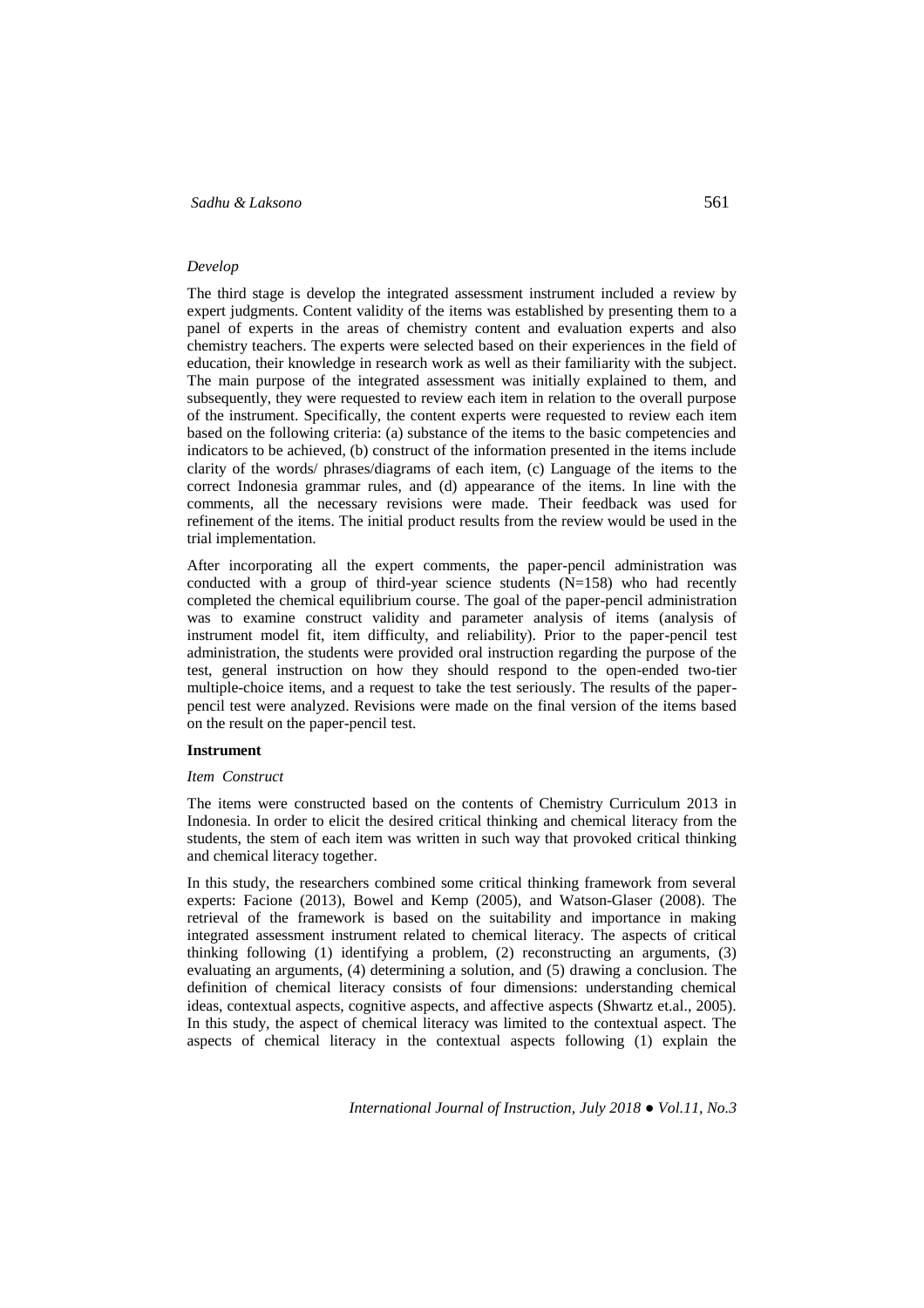*Develop*

The third stage is develop the integrated assessment instrument included a review by expert judgments. Content validity of the items was established by presenting them to a panel of experts in the areas of chemistry content and evaluation experts and also chemistry teachers. The experts were selected based on their experiences in the field of education, their knowledge in research work as well as their familiarity with the subject. The main purpose of the integrated assessment was initially explained to them, and subsequently, they were requested to review each item in relation to the overall purpose of the instrument. Specifically, the content experts were requested to review each item based on the following criteria: (a) substance of the items to the basic competencies and indicators to be achieved, (b) construct of the information presented in the items include clarity of the words/ phrases/diagrams of each item, (c) Language of the items to the correct Indonesia grammar rules, and (d) appearance of the items. In line with the comments, all the necessary revisions were made. Their feedback was used for refinement of the items. The initial product results from the review would be used in the trial implementation.

After incorporating all the expert comments, the paper-pencil administration was conducted with a group of third-year science students (N=158) who had recently completed the chemical equilibrium course. The goal of the paper-pencil administration was to examine construct validity and parameter analysis of items (analysis of instrument model fit, item difficulty, and reliability). Prior to the paper-pencil test administration, the students were provided oral instruction regarding the purpose of the test, general instruction on how they should respond to the open-ended two-tier multiple-choice items, and a request to take the test seriously. The results of the paper-pencil test were analyzed. Revisions were made on the final version of the items based on the result on the paper-pencil test.

**Instrument**

*Item Construct*

The items were constructed based on the contents of Chemistry Curriculum 2013 in Indonesia. In order to elicit the desired critical thinking and chemical literacy from the students, the stem of each item was written in such way that provoked critical thinking and chemical literacy together.

In this study, the researchers combined some critical thinking framework from several experts: Facione (2013), Bowel and Kemp (2005), and Watson-Glaser (2008). The retrieval of the framework is based on the suitability and importance in making integrated assessment instrument related to chemical literacy. The aspects of critical thinking following (1) identifying a problem, (2) reconstructing an arguments, (3) evaluating an arguments, (4) determining a solution, and (5) drawing a conclusion. The definition of chemical literacy consists of four dimensions: understanding chemical ideas, contextual aspects, cognitive aspects, and affective aspects (Shwartz et.al., 2005). In this study, the aspect of chemical literacy was limited to the contextual aspect. The aspects of chemical literacy in the contextual aspects following (1) explain the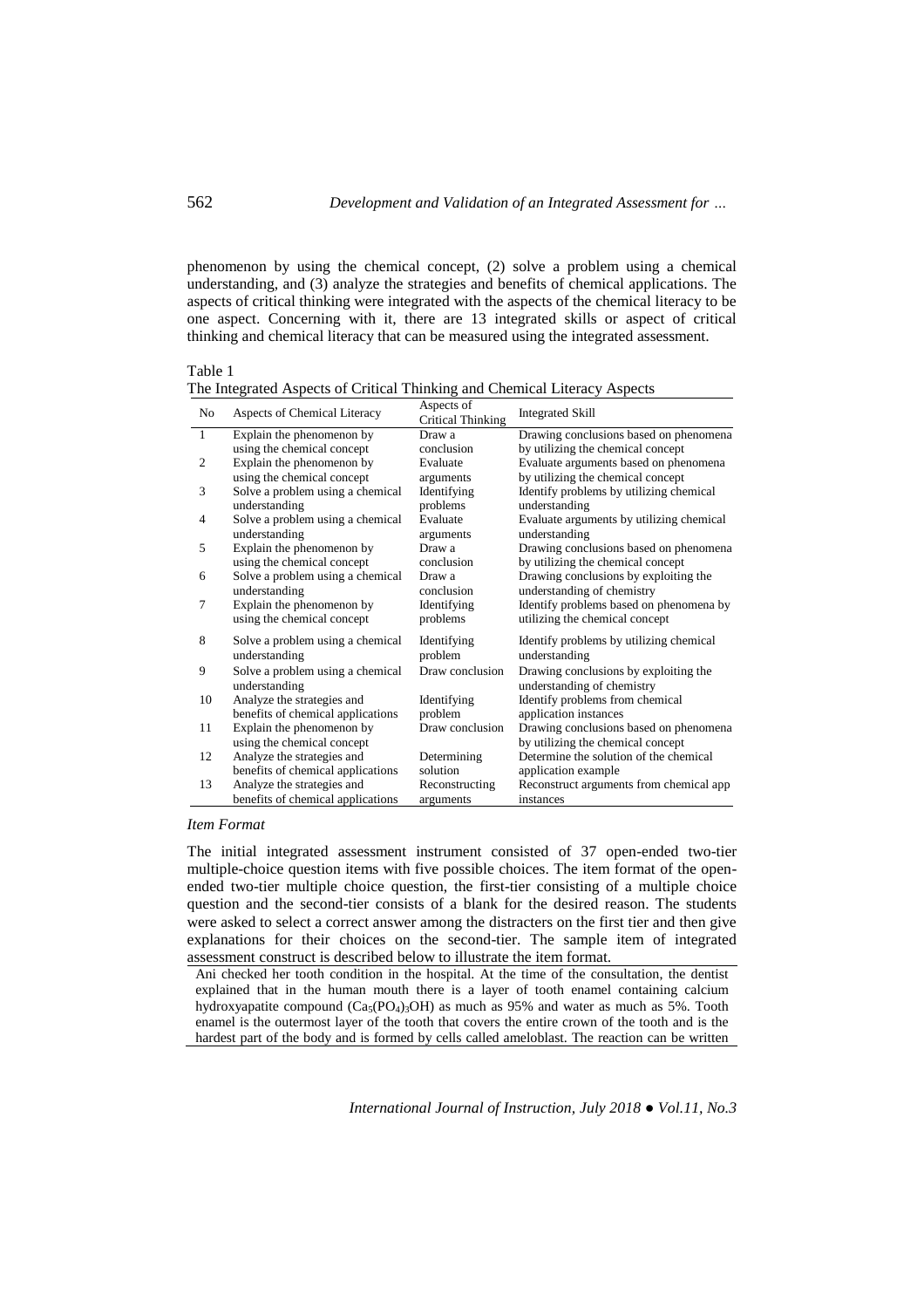phenomenon by using the chemical concept, (2) solve a problem using a chemical understanding, and (3) analyze the strategies and benefits of chemical applications. The aspects of critical thinking were integrated with the aspects of the chemical literacy to be one aspect. Concerning with it, there are 13 integrated skills or aspect of critical thinking and chemical literacy that can be measured using the integrated assessment.

Table 1
The Integrated Aspects of Critical Thinking and Chemical Literacy Aspects

| No | Aspects of Chemical Literacy | Aspects of Critical Thinking | Integrated Skill |
|---|---|---|---|
| 1 | Explain the phenomenon by using the chemical concept | Draw a conclusion | Drawing conclusions based on phenomena by utilizing the chemical concept |
| 2 | Explain the phenomenon by using the chemical concept | Evaluate arguments | Evaluate arguments based on phenomena by utilizing the chemical concept |
| 3 | Solve a problem using a chemical understanding | Identifying problems | Identify problems by utilizing chemical understanding |
| 4 | Solve a problem using a chemical understanding | Evaluate arguments | Evaluate arguments by utilizing chemical understanding |
| 5 | Explain the phenomenon by using the chemical concept | Draw a conclusion | Drawing conclusions based on phenomena by utilizing the chemical concept |
| 6 | Solve a problem using a chemical understanding | Draw a conclusion | Drawing conclusions by exploiting the understanding of chemistry |
| 7 | Explain the phenomenon by using the chemical concept | Identifying problems | Identify problems based on phenomena by utilizing the chemical concept |
| 8 | Solve a problem using a chemical understanding | Identifying problem | Identify problems by utilizing chemical understanding |
| 9 | Solve a problem using a chemical understanding | Draw conclusion | Drawing conclusions by exploiting the understanding of chemistry |
| 10 | Analyze the strategies and benefits of chemical applications | Identifying problem | Identify problems from chemical application instances |
| 11 | Explain the phenomenon by using the chemical concept | Draw conclusion | Drawing conclusions based on phenomena by utilizing the chemical concept |
| 12 | Analyze the strategies and benefits of chemical applications | Determining solution | Determine the solution of the chemical application example |
| 13 | Analyze the strategies and benefits of chemical applications | Reconstructing arguments | Reconstruct arguments from chemical app instances |

*Item Format*

The initial integrated assessment instrument consisted of 37 open-ended two-tier multiple-choice question items with five possible choices. The item format of the open-ended two-tier multiple choice question, the first-tier consisting of a multiple choice question and the second-tier consists of a blank for the desired reason. The students were asked to select a correct answer among the distracters on the first tier and then give explanations for their choices on the second-tier. The sample item of integrated assessment construct is described below to illustrate the item format.

Ani checked her tooth condition in the hospital. At the time of the consultation, the dentist explained that in the human mouth there is a layer of tooth enamel containing calcium hydroxyapatite compound ($Ca_5(PO_4)_3OH$) as much as 95% and water as much as 5%. Tooth enamel is the outermost layer of the tooth that covers the entire crown of the tooth and is the hardest part of the body and is formed by cells called ameloblast. The reaction can be written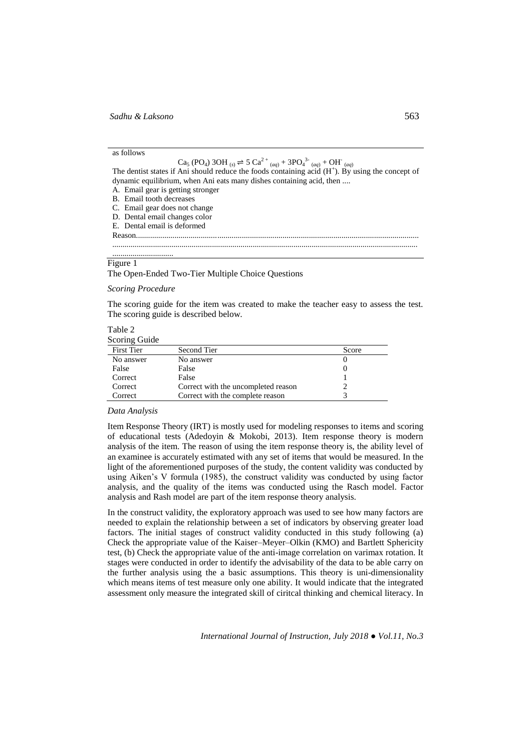as follows

$$Ca_5(PO_4)\,3OH_{(s)} \rightleftharpoons 5\,Ca^{2+}{}_{(aq)} + 3PO_4^{3-}{}_{(aq)} + OH^-{}_{(aq)}$$

The dentist states if Ani should reduce the foods containing acid ($H^+$). By using the concept of dynamic equilibrium, when Ani eats many dishes containing acid, then ....

A. Email gear is getting stronger
B. Email tooth decreases
C. Email gear does not change
D. Dental email changes color
E. Dental email is deformed

Reason..........................................................................................................................................
......................................................................................................................................................
..............................

Figure 1

The Open-Ended Two-Tier Multiple Choice Questions

*Scoring Procedure*

The scoring guide for the item was created to make the teacher easy to assess the test. The scoring guide is described below.

Table 2
Scoring Guide

| First Tier | Second Tier | Score |
|---|---|---|
| No answer | No answer | 0 |
| False | False | 0 |
| Correct | False | 1 |
| Correct | Correct with the uncompleted reason | 2 |
| Correct | Correct with the complete reason | 3 |

*Data Analysis*

Item Response Theory (IRT) is mostly used for modeling responses to items and scoring of educational tests (Adedoyin & Mokobi, 2013). Item response theory is modern analysis of the item. The reason of using the item response theory is, the ability level of an examinee is accurately estimated with any set of items that would be measured. In the light of the aforementioned purposes of the study, the content validity was conducted by using Aiken's V formula (1985), the construct validity was conducted by using factor analysis, and the quality of the items was conducted using the Rasch model. Factor analysis and Rash model are part of the item response theory analysis.

In the construct validity, the exploratory approach was used to see how many factors are needed to explain the relationship between a set of indicators by observing greater load factors. The initial stages of construct validity conducted in this study following (a) Check the appropriate value of the Kaiser–Meyer–Olkin (KMO) and Bartlett Sphericity test, (b) Check the appropriate value of the anti-image correlation on varimax rotation. It stages were conducted in order to identify the advisability of the data to be able carry on the further analysis using the a basic assumptions. This theory is uni-dimensionality which means items of test measure only one ability. It would indicate that the integrated assessment only measure the integrated skill of ciritcal thinking and chemical literacy. In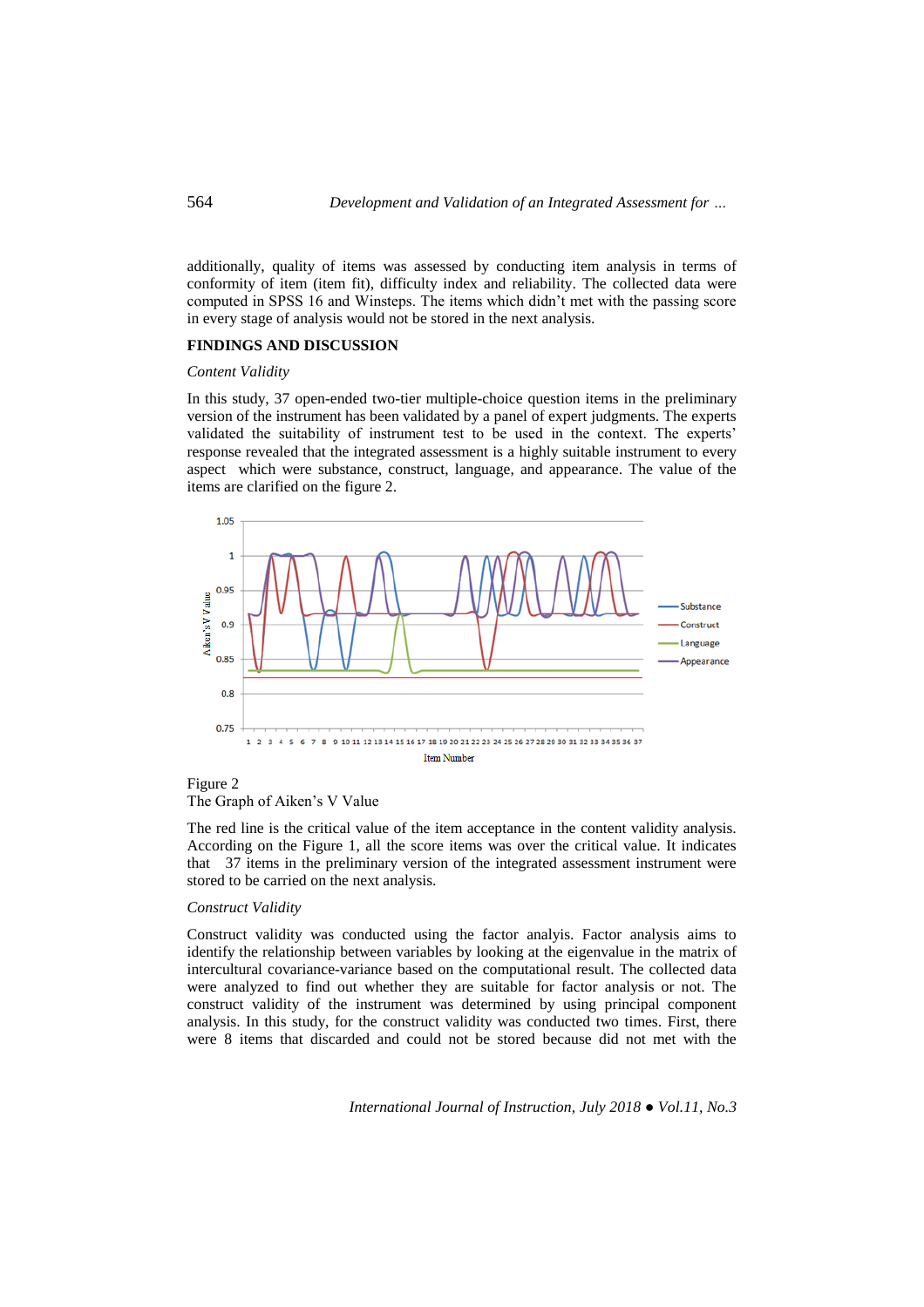additionally, quality of items was assessed by conducting item analysis in terms of conformity of item (item fit), difficulty index and reliability. The collected data were computed in SPSS 16 and Winsteps. The items which didn't met with the passing score in every stage of analysis would not be stored in the next analysis.

## FINDINGS AND DISCUSSION

### *Content Validity*

In this study, 37 open-ended two-tier multiple-choice question items in the preliminary version of the instrument has been validated by a panel of expert judgments. The experts validated the suitability of instrument test to be used in the context. The experts' response revealed that the integrated assessment is a highly suitable instrument to every aspect which were substance, construct, language, and appearance. The value of the items are clarified on the figure 2.

Figure 2
The Graph of Aiken's V Value

The red line is the critical value of the item acceptance in the content validity analysis. According on the Figure 1, all the score items was over the critical value. It indicates that 37 items in the preliminary version of the integrated assessment instrument were stored to be carried on the next analysis.

### *Construct Validity*

Construct validity was conducted using the factor analysis. Factor analysis aims to identify the relationship between variables by looking at the eigenvalue in the matrix of intercultural covariance-variance based on the computational result. The collected data were analyzed to find out whether they are suitable for factor analysis or not. The construct validity of the instrument was determined by using principal component analysis. In this study, for the construct validity was conducted two times. First, there were 8 items that discarded and could not be stored because did not met with the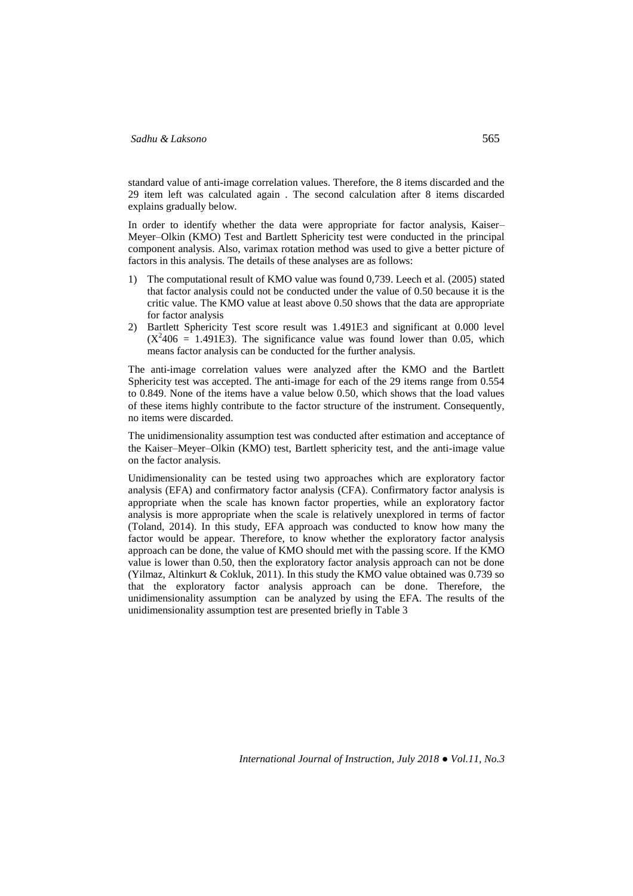standard value of anti-image correlation values. Therefore, the 8 items discarded and the 29 item left was calculated again . The second calculation after 8 items discarded explains gradually below.

In order to identify whether the data were appropriate for factor analysis, Kaiser–Meyer–Olkin (KMO) Test and Bartlett Sphericity test were conducted in the principal component analysis. Also, varimax rotation method was used to give a better picture of factors in this analysis. The details of these analyses are as follows:

1) The computational result of KMO value was found 0,739. Leech et al. (2005) stated that factor analysis could not be conducted under the value of 0.50 because it is the critic value. The KMO value at least above 0.50 shows that the data are appropriate for factor analysis
2) Bartlett Sphericity Test score result was 1.491E3 and significant at 0.000 level ($X^2 406$ = 1.491E3). The significance value was found lower than 0.05, which means factor analysis can be conducted for the further analysis.

The anti-image correlation values were analyzed after the KMO and the Bartlett Sphericity test was accepted. The anti-image for each of the 29 items range from 0.554 to 0.849. None of the items have a value below 0.50, which shows that the load values of these items highly contribute to the factor structure of the instrument. Consequently, no items were discarded.

The unidimensionality assumption test was conducted after estimation and acceptance of the Kaiser–Meyer–Olkin (KMO) test, Bartlett sphericity test, and the anti-image value on the factor analysis.

Unidimensionality can be tested using two approaches which are exploratory factor analysis (EFA) and confirmatory factor analysis (CFA). Confirmatory factor analysis is appropriate when the scale has known factor properties, while an exploratory factor analysis is more appropriate when the scale is relatively unexplored in terms of factor (Toland, 2014). In this study, EFA approach was conducted to know how many the factor would be appear. Therefore, to know whether the exploratory factor analysis approach can be done, the value of KMO should met with the passing score. If the KMO value is lower than 0.50, then the exploratory factor analysis approach can not be done (Yilmaz, Altinkurt & Cokluk, 2011). In this study the KMO value obtained was 0.739 so that the exploratory factor analysis approach can be done. Therefore, the unidimensionality assumption can be analyzed by using the EFA. The results of the unidimensionality assumption test are presented briefly in Table 3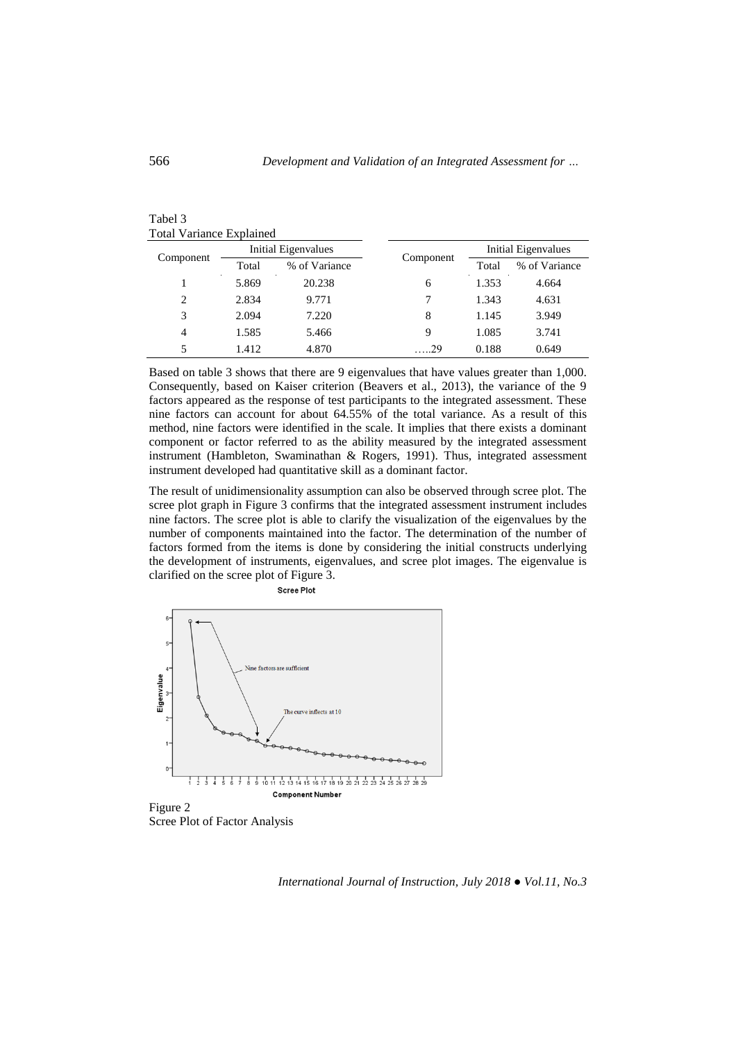Tabel 3
Total Variance Explained

| Component | Initial Eigenvalues | | Component | Initial Eigenvalues | |
|---|---|---|---|---|---|
| | Total | % of Variance | | Total | % of Variance |
| 1 | 5.869 | 20.238 | 6 | 1.353 | 4.664 |
| 2 | 2.834 | 9.771 | 7 | 1.343 | 4.631 |
| 3 | 2.094 | 7.220 | 8 | 1.145 | 3.949 |
| 4 | 1.585 | 5.466 | 9 | 1.085 | 3.741 |
| 5 | 1.412 | 4.870 | …..29 | 0.188 | 0.649 |

Based on table 3 shows that there are 9 eigenvalues that have values greater than 1,000. Consequently, based on Kaiser criterion (Beavers et al., 2013), the variance of the 9 factors appeared as the response of test participants to the integrated assessment. These nine factors can account for about 64.55% of the total variance. As a result of this method, nine factors were identified in the scale. It implies that there exists a dominant component or factor referred to as the ability measured by the integrated assessment instrument (Hambleton, Swaminathan & Rogers, 1991). Thus, integrated assessment instrument developed had quantitative skill as a dominant factor.

The result of unidimensionality assumption can also be observed through scree plot. The scree plot graph in Figure 3 confirms that the integrated assessment instrument includes nine factors. The scree plot is able to clarify the visualization of the eigenvalues by the number of components maintained into the factor. The determination of the number of factors formed from the items is done by considering the initial constructs underlying the development of instruments, eigenvalues, and scree plot images. The eigenvalue is clarified on the scree plot of Figure 3.

Figure 2
Scree Plot of Factor Analysis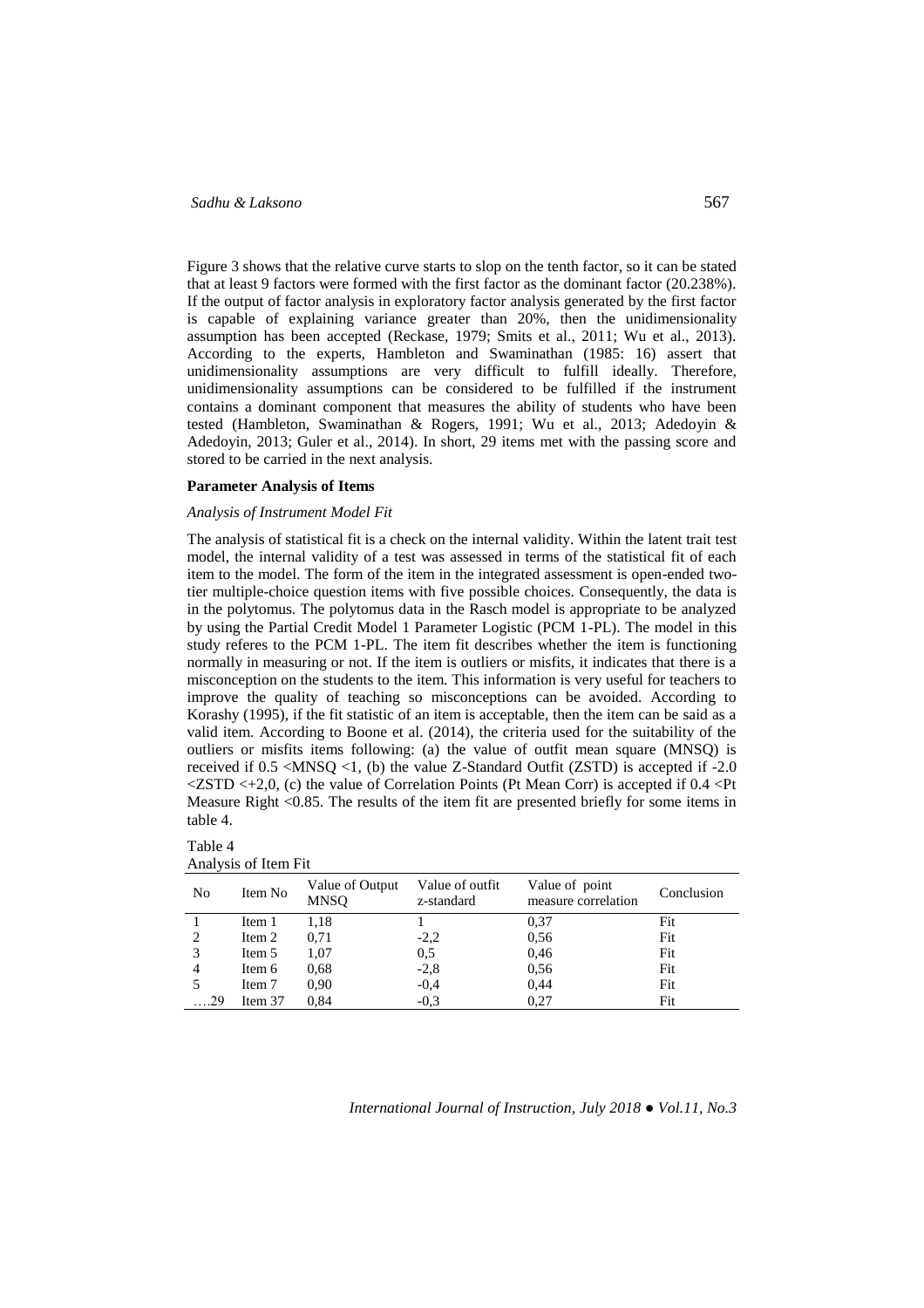Figure 3 shows that the relative curve starts to slop on the tenth factor, so it can be stated that at least 9 factors were formed with the first factor as the dominant factor (20.238%). If the output of factor analysis in exploratory factor analysis generated by the first factor is capable of explaining variance greater than 20%, then the unidimensionality assumption has been accepted (Reckase, 1979; Smits et al., 2011; Wu et al., 2013). According to the experts, Hambleton and Swaminathan (1985: 16) assert that unidimensionality assumptions are very difficult to fulfill ideally. Therefore, unidimensionality assumptions can be considered to be fulfilled if the instrument contains a dominant component that measures the ability of students who have been tested (Hambleton, Swaminathan & Rogers, 1991; Wu et al., 2013; Adedoyin & Adedoyin, 2013; Guler et al., 2014). In short, 29 items met with the passing score and stored to be carried in the next analysis.

**Parameter Analysis of Items**

*Analysis of Instrument Model Fit*

The analysis of statistical fit is a check on the internal validity. Within the latent trait test model, the internal validity of a test was assessed in terms of the statistical fit of each item to the model. The form of the item in the integrated assessment is open-ended two-tier multiple-choice question items with five possible choices. Consequently, the data is in the polytomus. The polytomus data in the Rasch model is appropriate to be analyzed by using the Partial Credit Model 1 Parameter Logistic (PCM 1-PL). The model in this study referes to the PCM 1-PL. The item fit describes whether the item is functioning normally in measuring or not. If the item is outliers or misfits, it indicates that there is a misconception on the students to the item. This information is very useful for teachers to improve the quality of teaching so misconceptions can be avoided. According to Korashy (1995), if the fit statistic of an item is acceptable, then the item can be said as a valid item. According to Boone et al. (2014), the criteria used for the suitability of the outliers or misfits items following: (a) the value of outfit mean square (MNSQ) is received if 0.5 <MNSQ <1, (b) the value Z-Standard Outfit (ZSTD) is accepted if -2.0 <ZSTD <+2,0, (c) the value of Correlation Points (Pt Mean Corr) is accepted if 0.4 <Pt Measure Right <0.85. The results of the item fit are presented briefly for some items in table 4.

Table 4
Analysis of Item Fit

| No | Item No | Value of Output MNSQ | Value of outfit z-standard | Value of point measure correlation | Conclusion |
|---|---|---|---|---|---|
| 1 | Item 1 | 1,18 | 1 | 0,37 | Fit |
| 2 | Item 2 | 0,71 | -2,2 | 0,56 | Fit |
| 3 | Item 5 | 1,07 | 0,5 | 0,46 | Fit |
| 4 | Item 6 | 0,68 | -2,8 | 0,56 | Fit |
| 5 | Item 7 | 0,90 | -0,4 | 0,44 | Fit |
| ….29 | Item 37 | 0,84 | -0,3 | 0,27 | Fit |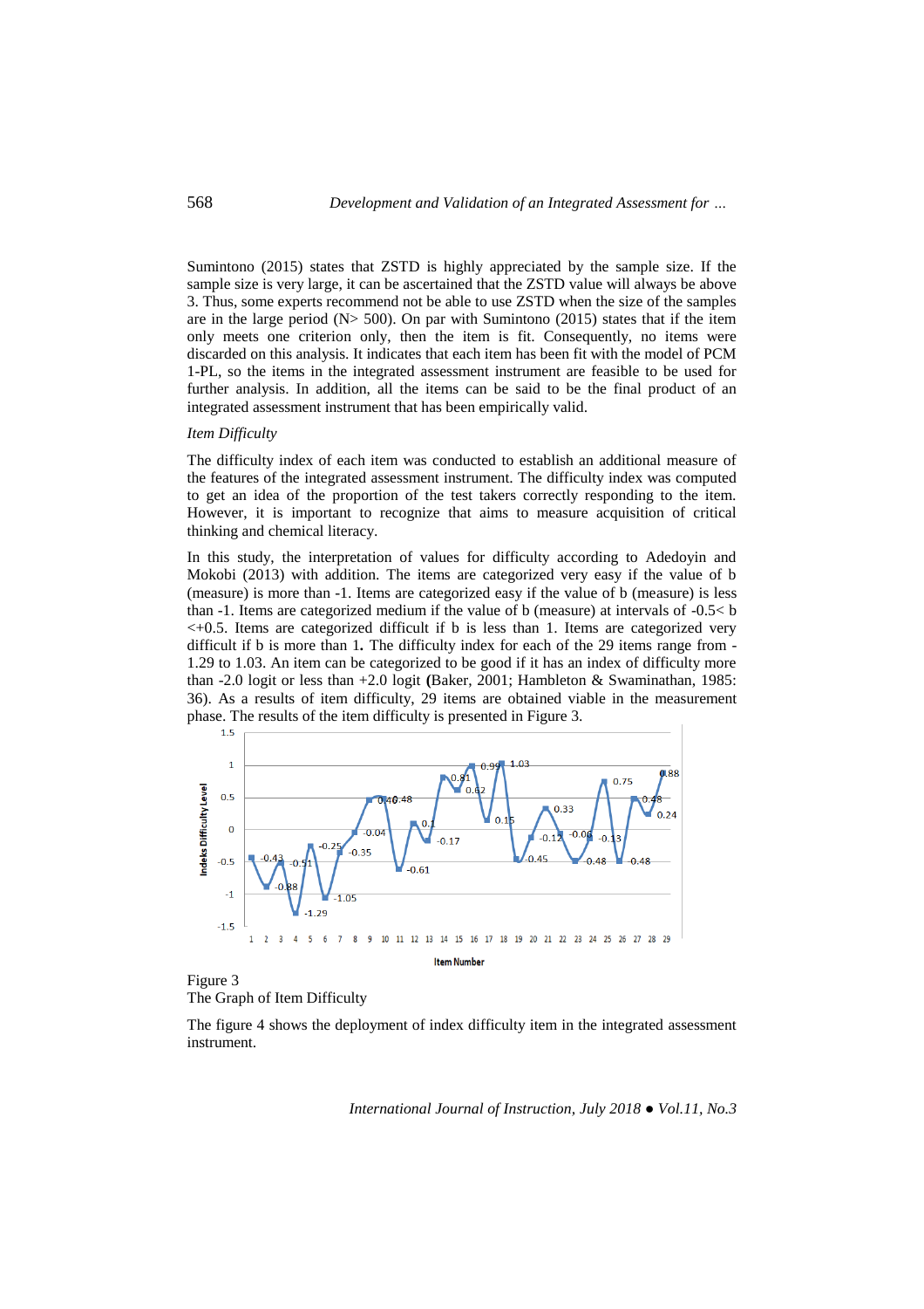Sumintono (2015) states that ZSTD is highly appreciated by the sample size. If the sample size is very large, it can be ascertained that the ZSTD value will always be above 3. Thus, some experts recommend not be able to use ZSTD when the size of the samples are in the large period (N> 500). On par with Sumintono (2015) states that if the item only meets one criterion only, then the item is fit. Consequently, no items were discarded on this analysis. It indicates that each item has been fit with the model of PCM 1-PL, so the items in the integrated assessment instrument are feasible to be used for further analysis. In addition, all the items can be said to be the final product of an integrated assessment instrument that has been empirically valid.

*Item Difficulty*

The difficulty index of each item was conducted to establish an additional measure of the features of the integrated assessment instrument. The difficulty index was computed to get an idea of the proportion of the test takers correctly responding to the item. However, it is important to recognize that aims to measure acquisition of critical thinking and chemical literacy.

In this study, the interpretation of values for difficulty according to Adedoyin and Mokobi (2013) with addition. The items are categorized very easy if the value of b (measure) is more than -1. Items are categorized easy if the value of b (measure) is less than -1. Items are categorized medium if the value of b (measure) at intervals of -0.5< b <+0.5. Items are categorized difficult if b is less than 1. Items are categorized very difficult if b is more than 1**.** The difficulty index for each of the 29 items range from -1.29 to 1.03. An item can be categorized to be good if it has an index of difficulty more than -2.0 logit or less than +2.0 logit **(**Baker, 2001; Hambleton & Swaminathan, 1985: 36). As a results of item difficulty, 29 items are obtained viable in the measurement phase. The results of the item difficulty is presented in Figure 3.

Figure 3
The Graph of Item Difficulty

The figure 4 shows the deployment of index difficulty item in the integrated assessment instrument.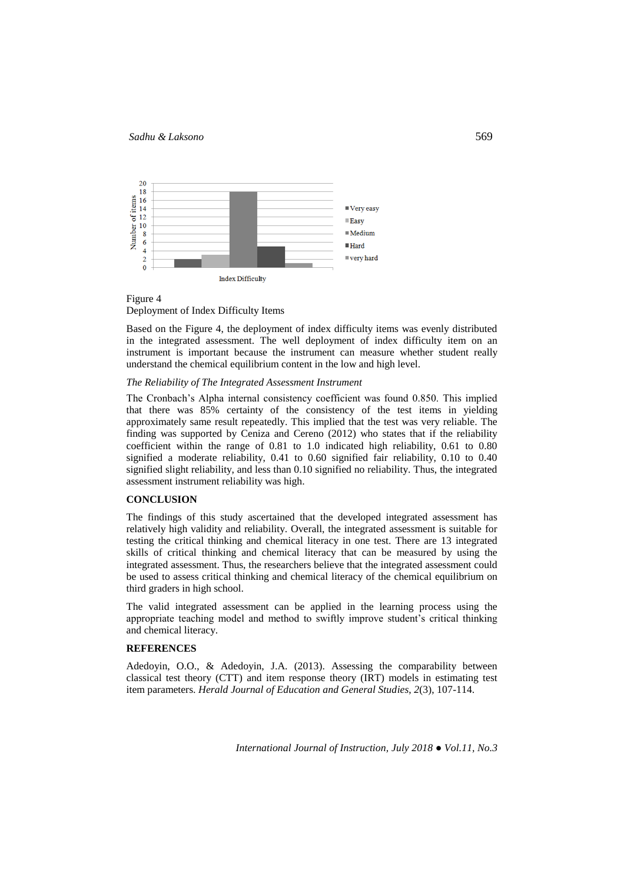Figure 4
Deployment of Index Difficulty Items

Based on the Figure 4, the deployment of index difficulty items was evenly distributed in the integrated assessment. The well deployment of index difficulty item on an instrument is important because the instrument can measure whether student really understand the chemical equilibrium content in the low and high level.

*The Reliability of The Integrated Assessment Instrument*

The Cronbach's Alpha internal consistency coefficient was found 0.850. This implied that there was 85% certainty of the consistency of the test items in yielding approximately same result repeatedly. This implied that the test was very reliable. The finding was supported by Ceniza and Cereno (2012) who states that if the reliability coefficient within the range of 0.81 to 1.0 indicated high reliability, 0.61 to 0.80 signified a moderate reliability, 0.41 to 0.60 signified fair reliability, 0.10 to 0.40 signified slight reliability, and less than 0.10 signified no reliability. Thus, the integrated assessment instrument reliability was high.

## CONCLUSION

The findings of this study ascertained that the developed integrated assessment has relatively high validity and reliability. Overall, the integrated assessment is suitable for testing the critical thinking and chemical literacy in one test. There are 13 integrated skills of critical thinking and chemical literacy that can be measured by using the integrated assessment. Thus, the researchers believe that the integrated assessment could be used to assess critical thinking and chemical literacy of the chemical equilibrium on third graders in high school.

The valid integrated assessment can be applied in the learning process using the appropriate teaching model and method to swiftly improve student's critical thinking and chemical literacy.

## REFERENCES

Adedoyin, O.O., & Adedoyin, J.A. (2013). Assessing the comparability between classical test theory (CTT) and item response theory (IRT) models in estimating test item parameters. *Herald Journal of Education and General Studies*, *2*(3), 107-114.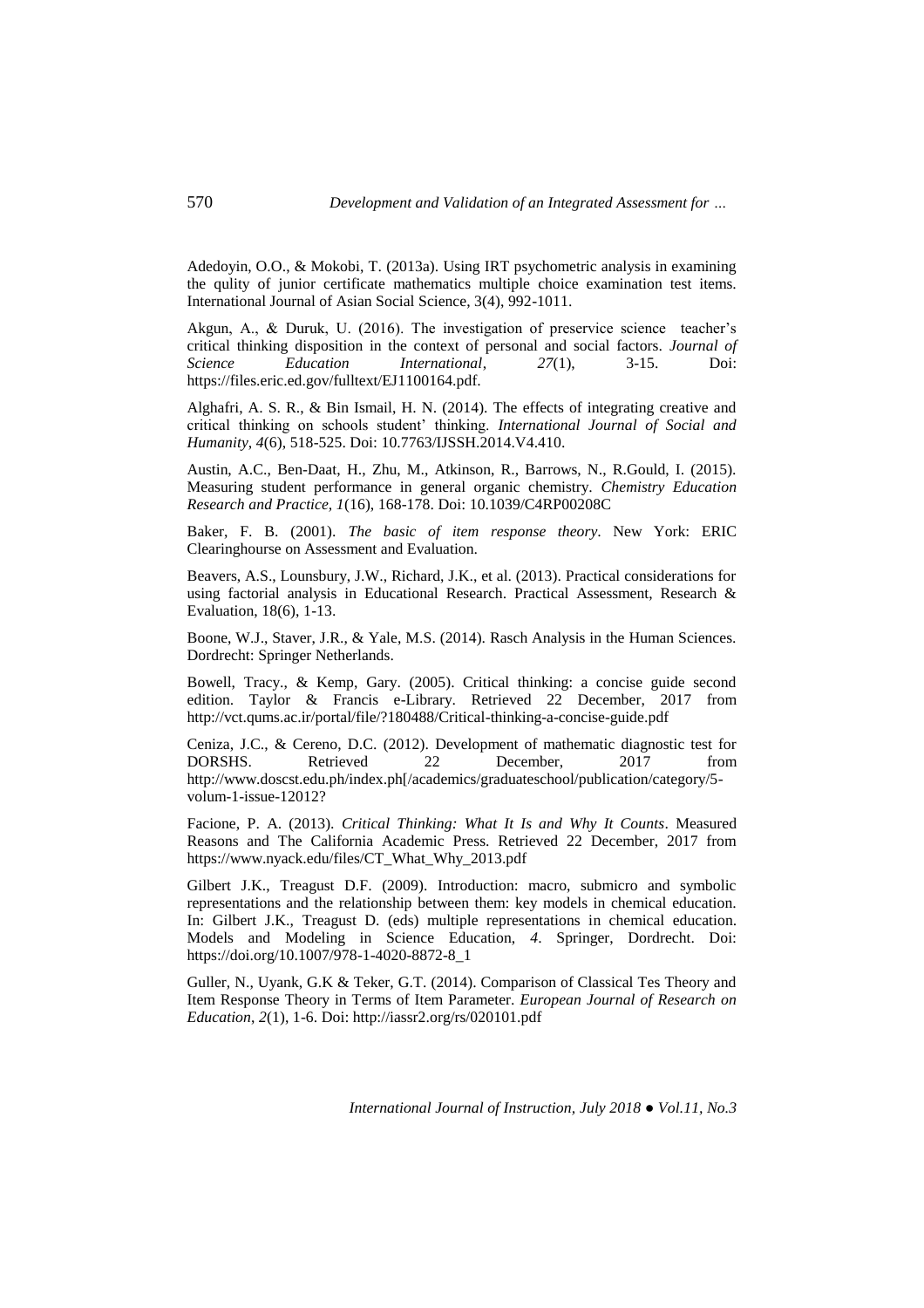Adedoyin, O.O., & Mokobi, T. (2013a). Using IRT psychometric analysis in examining the qulity of junior certificate mathematics multiple choice examination test items. International Journal of Asian Social Science, 3(4), 992-1011.

Akgun, A., & Duruk, U. (2016). The investigation of preservice science teacher's critical thinking disposition in the context of personal and social factors. *Journal of Science Education International*, *27*(1), 3-15. Doi: https://files.eric.ed.gov/fulltext/EJ1100164.pdf.

Alghafri, A. S. R., & Bin Ismail, H. N. (2014). The effects of integrating creative and critical thinking on schools student' thinking. *International Journal of Social and Humanity*, *4*(6), 518-525. Doi: 10.7763/IJSSH.2014.V4.410.

Austin, A.C., Ben-Daat, H., Zhu, M., Atkinson, R., Barrows, N., R.Gould, I. (2015). Measuring student performance in general organic chemistry. *Chemistry Education Research and Practice, 1*(16), 168-178. Doi: 10.1039/C4RP00208C

Baker, F. B. (2001). *The basic of item response theory*. New York: ERIC Clearinghourse on Assessment and Evaluation.

Beavers, A.S., Lounsbury, J.W., Richard, J.K., et al. (2013). Practical considerations for using factorial analysis in Educational Research. Practical Assessment, Research & Evaluation, 18(6), 1-13.

Boone, W.J., Staver, J.R., & Yale, M.S. (2014). Rasch Analysis in the Human Sciences. Dordrecht: Springer Netherlands.

Bowell, Tracy., & Kemp, Gary. (2005). Critical thinking: a concise guide second edition. Taylor & Francis e-Library. Retrieved 22 December, 2017 from http://vct.qums.ac.ir/portal/file/?180488/Critical-thinking-a-concise-guide.pdf

Ceniza, J.C., & Cereno, D.C. (2012). Development of mathematic diagnostic test for DORSHS. Retrieved 22 December, 2017 from http://www.doscst.edu.ph/index.ph[/academics/graduateschool/publication/category/5-volum-1-issue-12012?

Facione, P. A. (2013). *Critical Thinking: What It Is and Why It Counts*. Measured Reasons and The California Academic Press. Retrieved 22 December, 2017 from https://www.nyack.edu/files/CT_What_Why_2013.pdf

Gilbert J.K., Treagust D.F. (2009). Introduction: macro, submicro and symbolic representations and the relationship between them: key models in chemical education. In: Gilbert J.K., Treagust D. (eds) multiple representations in chemical education. Models and Modeling in Science Education, *4*. Springer, Dordrecht. Doi: https://doi.org/10.1007/978-1-4020-8872-8_1

Guller, N., Uyank, G.K & Teker, G.T. (2014). Comparison of Classical Tes Theory and Item Response Theory in Terms of Item Parameter. *European Journal of Research on Education*, *2*(1), 1-6. Doi: http://iassr2.org/rs/020101.pdf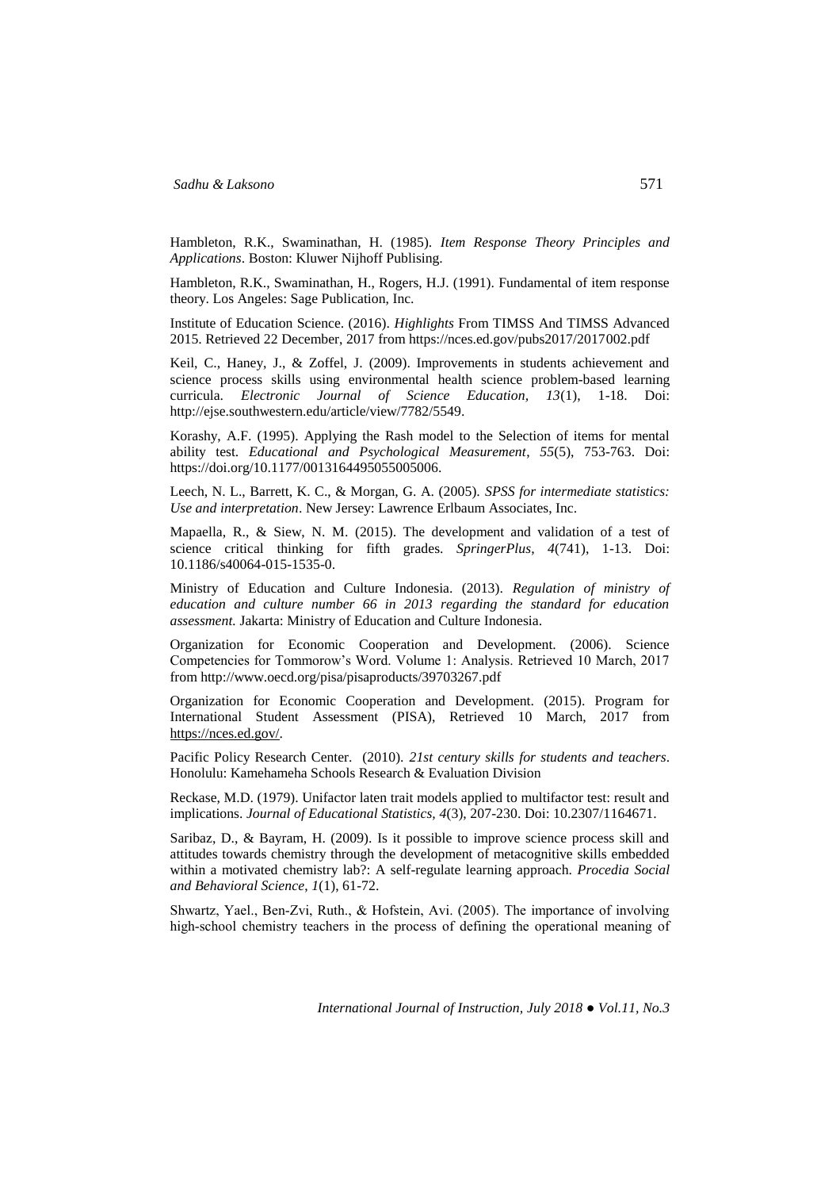Hambleton, R.K., Swaminathan, H. (1985). *Item Response Theory Principles and Applications*. Boston: Kluwer Nijhoff Publising.

Hambleton, R.K., Swaminathan, H., Rogers, H.J. (1991). Fundamental of item response theory. Los Angeles: Sage Publication, Inc.

Institute of Education Science. (2016). *Highlights* From TIMSS And TIMSS Advanced 2015. Retrieved 22 December, 2017 from https://nces.ed.gov/pubs2017/2017002.pdf

Keil, C., Haney, J., & Zoffel, J. (2009). Improvements in students achievement and science process skills using environmental health science problem-based learning curricula. *Electronic Journal of Science Education, 13*(1), 1-18. Doi: http://ejse.southwestern.edu/article/view/7782/5549.

Korashy, A.F. (1995). Applying the Rash model to the Selection of items for mental ability test. *Educational and Psychological Measurement*, *55*(5), 753-763. Doi: https://doi.org/10.1177/0013164495055005006.

Leech, N. L., Barrett, K. C., & Morgan, G. A. (2005). *SPSS for intermediate statistics: Use and interpretation*. New Jersey: Lawrence Erlbaum Associates, Inc.

Mapaella, R., & Siew, N. M. (2015). The development and validation of a test of science critical thinking for fifth grades. *SpringerPlus*, *4*(741), 1-13. Doi: 10.1186/s40064-015-1535-0.

Ministry of Education and Culture Indonesia. (2013). *Regulation of ministry of education and culture number 66 in 2013 regarding the standard for education assessment.* Jakarta: Ministry of Education and Culture Indonesia.

Organization for Economic Cooperation and Development. (2006). Science Competencies for Tommorow's Word. Volume 1: Analysis. Retrieved 10 March, 2017 from http://www.oecd.org/pisa/pisaproducts/39703267.pdf

Organization for Economic Cooperation and Development. (2015). Program for International Student Assessment (PISA), Retrieved 10 March, 2017 from https://nces.ed.gov/.

Pacific Policy Research Center. (2010). *21st century skills for students and teachers*. Honolulu: Kamehameha Schools Research & Evaluation Division

Reckase, M.D. (1979). Unifactor laten trait models applied to multifactor test: result and implications. *Journal of Educational Statistics*, *4*(3), 207-230. Doi: 10.2307/1164671.

Saribaz, D., & Bayram, H. (2009). Is it possible to improve science process skill and attitudes towards chemistry through the development of metacognitive skills embedded within a motivated chemistry lab?: A self-regulate learning approach. *Procedia Social and Behavioral Science*, *1*(1), 61-72.

Shwartz, Yael., Ben-Zvi, Ruth., & Hofstein, Avi. (2005). The importance of involving high-school chemistry teachers in the process of defining the operational meaning of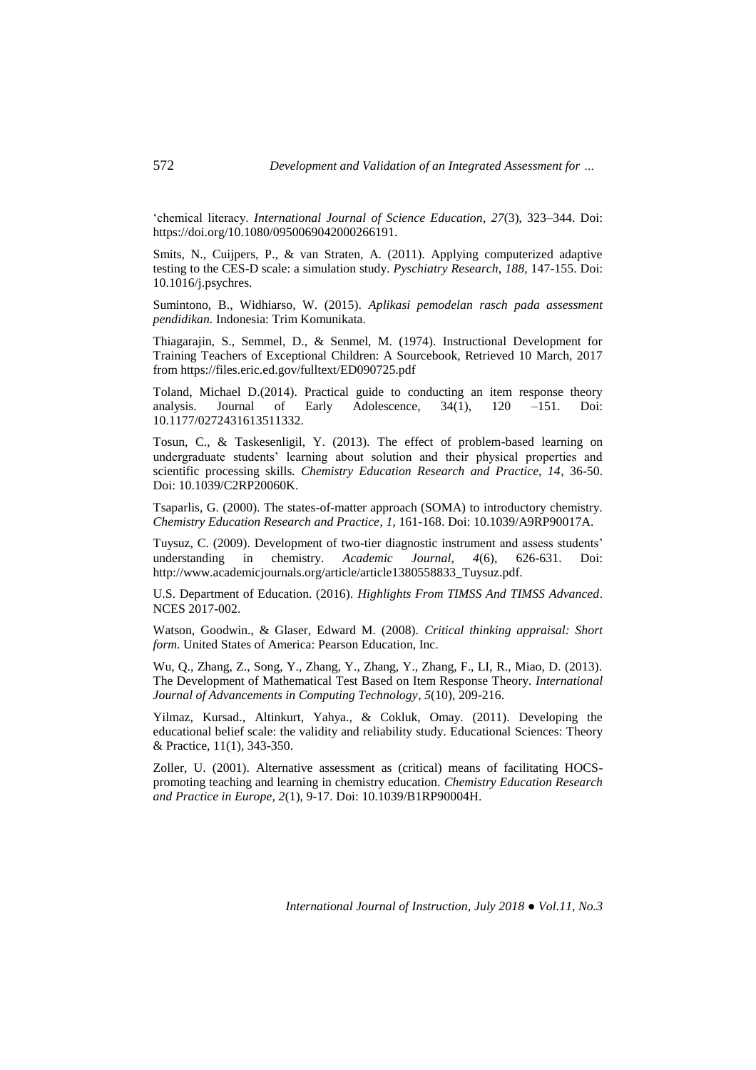‘chemical literacy. *International Journal of Science Education*, *27*(3), 323–344. Doi: https://doi.org/10.1080/0950069042000266191.

Smits, N., Cuijpers, P., & van Straten, A. (2011). Applying computerized adaptive testing to the CES-D scale: a simulation study. *Pyschiatry Research*, *188*, 147-155. Doi: 10.1016/j.psychres.

Sumintono, B., Widhiarso, W. (2015). *Aplikasi pemodelan rasch pada assessment pendidikan.* Indonesia: Trim Komunikata.

Thiagarajin, S., Semmel, D., & Senmel, M. (1974). Instructional Development for Training Teachers of Exceptional Children: A Sourcebook, Retrieved 10 March, 2017 from https://files.eric.ed.gov/fulltext/ED090725.pdf

Toland, Michael D.(2014). Practical guide to conducting an item response theory analysis. Journal of Early Adolescence, 34(1), 120 –151. Doi: 10.1177/0272431613511332.

Tosun, C., & Taskesenligil, Y. (2013). The effect of problem-based learning on undergraduate students' learning about solution and their physical properties and scientific processing skills. *Chemistry Education Research and Practice*, *14*, 36-50. Doi: 10.1039/C2RP20060K.

Tsaparlis, G. (2000). The states-of-matter approach (SOMA) to introductory chemistry. *Chemistry Education Research and Practice*, *1*, 161-168. Doi: 10.1039/A9RP90017A.

Tuysuz, C. (2009). Development of two-tier diagnostic instrument and assess students' understanding in chemistry. *Academic Journal*, *4*(6), 626-631. Doi: http://www.academicjournals.org/article/article1380558833_Tuysuz.pdf.

U.S. Department of Education. (2016). *Highlights From TIMSS And TIMSS Advanced*. NCES 2017-002.

Watson, Goodwin., & Glaser, Edward M. (2008). *Critical thinking appraisal: Short form*. United States of America: Pearson Education, Inc.

Wu, Q., Zhang, Z., Song, Y., Zhang, Y., Zhang, Y., Zhang, F., LI, R., Miao, D. (2013). The Development of Mathematical Test Based on Item Response Theory. *International Journal of Advancements in Computing Technology*, *5*(10), 209-216.

Yilmaz, Kursad., Altinkurt, Yahya., & Cokluk, Omay. (2011). Developing the educational belief scale: the validity and reliability study. Educational Sciences: Theory & Practice, 11(1), 343-350.

Zoller, U. (2001). Alternative assessment as (critical) means of facilitating HOCS-promoting teaching and learning in chemistry education. *Chemistry Education Research and Practice in Europe*, *2*(1), 9-17. Doi: 10.1039/B1RP90004H.